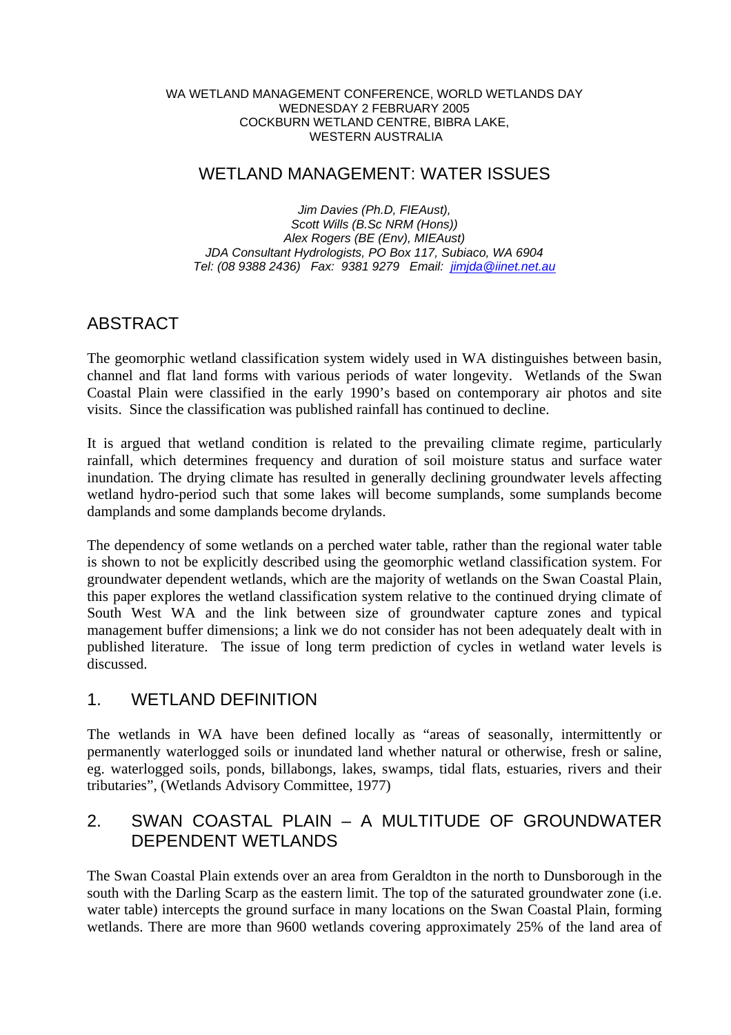WA WETLAND MANAGEMENT CONFERENCE, WORLD WETLANDS DAY
WEDNESDAY 2 FEBRUARY 2005
COCKBURN WETLAND CENTRE, BIBRA LAKE,
WESTERN AUSTRALIA

# WETLAND MANAGEMENT: WATER ISSUES

*Jim Davies (Ph.D, FIEAust),*
*Scott Wills (B.Sc NRM (Hons))*
*Alex Rogers (BE (Env), MIEAust)*
*JDA Consultant Hydrologists, PO Box 117, Subiaco, WA 6904*
*Tel: (08 9388 2436) Fax: 9381 9279 Email: jimjda@iinet.net.au*

## ABSTRACT

The geomorphic wetland classification system widely used in WA distinguishes between basin, channel and flat land forms with various periods of water longevity. Wetlands of the Swan Coastal Plain were classified in the early 1990's based on contemporary air photos and site visits. Since the classification was published rainfall has continued to decline.

It is argued that wetland condition is related to the prevailing climate regime, particularly rainfall, which determines frequency and duration of soil moisture status and surface water inundation. The drying climate has resulted in generally declining groundwater levels affecting wetland hydro-period such that some lakes will become sumplands, some sumplands become damplands and some damplands become drylands.

The dependency of some wetlands on a perched water table, rather than the regional water table is shown to not be explicitly described using the geomorphic wetland classification system. For groundwater dependent wetlands, which are the majority of wetlands on the Swan Coastal Plain, this paper explores the wetland classification system relative to the continued drying climate of South West WA and the link between size of groundwater capture zones and typical management buffer dimensions; a link we do not consider has not been adequately dealt with in published literature. The issue of long term prediction of cycles in wetland water levels is discussed.

## 1. WETLAND DEFINITION

The wetlands in WA have been defined locally as "areas of seasonally, intermittently or permanently waterlogged soils or inundated land whether natural or otherwise, fresh or saline, eg. waterlogged soils, ponds, billabongs, lakes, swamps, tidal flats, estuaries, rivers and their tributaries", (Wetlands Advisory Committee, 1977)

## 2. SWAN COASTAL PLAIN – A MULTITUDE OF GROUNDWATER DEPENDENT WETLANDS

The Swan Coastal Plain extends over an area from Geraldton in the north to Dunsborough in the south with the Darling Scarp as the eastern limit. The top of the saturated groundwater zone (i.e. water table) intercepts the ground surface in many locations on the Swan Coastal Plain, forming wetlands. There are more than 9600 wetlands covering approximately 25% of the land area of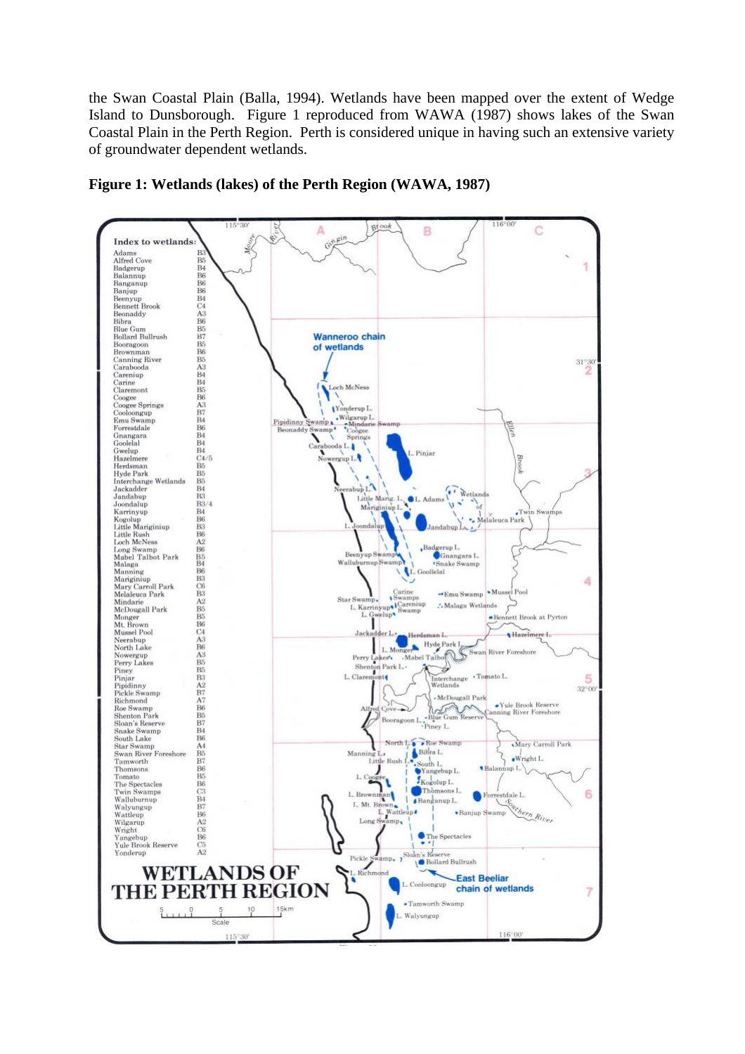the Swan Coastal Plain (Balla, 1994). Wetlands have been mapped over the extent of Wedge Island to Dunsborough. Figure 1 reproduced from WAWA (1987) shows lakes of the Swan Coastal Plain in the Perth Region. Perth is considered unique in having such an extensive variety of groundwater dependent wetlands.

**Figure 1: Wetlands (lakes) of the Perth Region (WAWA, 1987)**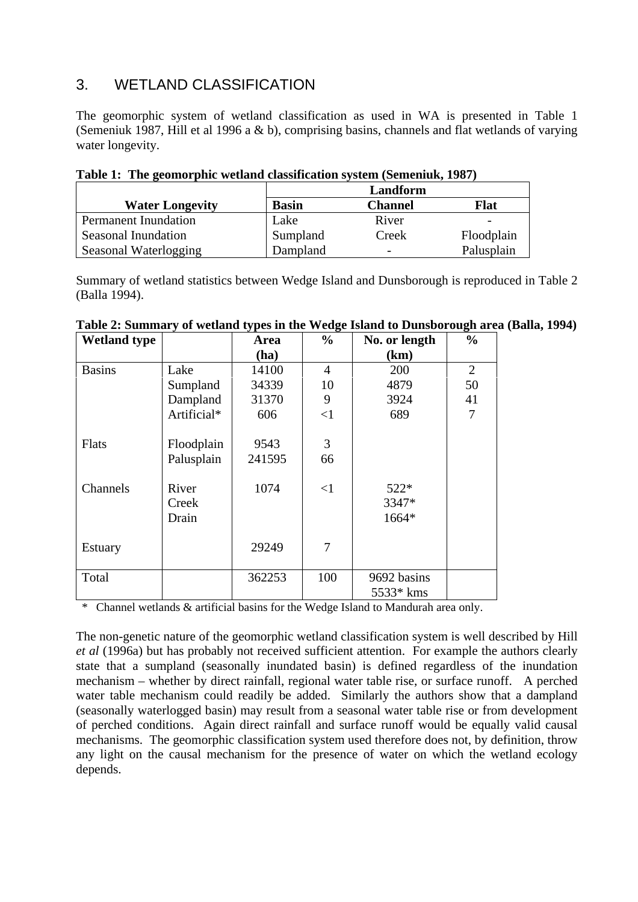## 3. WETLAND CLASSIFICATION

The geomorphic system of wetland classification as used in WA is presented in Table 1 (Semeniuk 1987, Hill et al 1996 a & b), comprising basins, channels and flat wetlands of varying water longevity.

**Table 1: The geomorphic wetland classification system (Semeniuk, 1987)**

| | Landform | | |
|---|---|---|---|
| **Water Longevity** | **Basin** | **Channel** | **Flat** |
| Permanent Inundation | Lake | River | - |
| Seasonal Inundation | Sumpland | Creek | Floodplain |
| Seasonal Waterlogging | Dampland | - | Palusplain |

Summary of wetland statistics between Wedge Island and Dunsborough is reproduced in Table 2 (Balla 1994).

**Table 2: Summary of wetland types in the Wedge Island to Dunsborough area (Balla, 1994)**

| Wetland type | | Area (ha) | % | No. or length (km) | % |
|---|---|---|---|---|---|
| Basins | Lake | 14100 | 4 | 200 | 2 |
| | Sumpland | 34339 | 10 | 4879 | 50 |
| | Dampland | 31370 | 9 | 3924 | 41 |
| | Artificial* | 606 | <1 | 689 | 7 |
| Flats | Floodplain | 9543 | 3 | | |
| | Palusplain | 241595 | 66 | | |
| Channels | River | 1074 | <1 | 522* | |
| | Creek | | | 3347* | |
| | Drain | | | 1664* | |
| Estuary | | 29249 | 7 | | |
| Total | | 362253 | 100 | 9692 basins 5533* kms | |

\* Channel wetlands & artificial basins for the Wedge Island to Mandurah area only.

The non-genetic nature of the geomorphic wetland classification system is well described by Hill *et al* (1996a) but has probably not received sufficient attention. For example the authors clearly state that a sumpland (seasonally inundated basin) is defined regardless of the inundation mechanism – whether by direct rainfall, regional water table rise, or surface runoff. A perched water table mechanism could readily be added. Similarly the authors show that a dampland (seasonally waterlogged basin) may result from a seasonal water table rise or from development of perched conditions. Again direct rainfall and surface runoff would be equally valid causal mechanisms. The geomorphic classification system used therefore does not, by definition, throw any light on the causal mechanism for the presence of water on which the wetland ecology depends.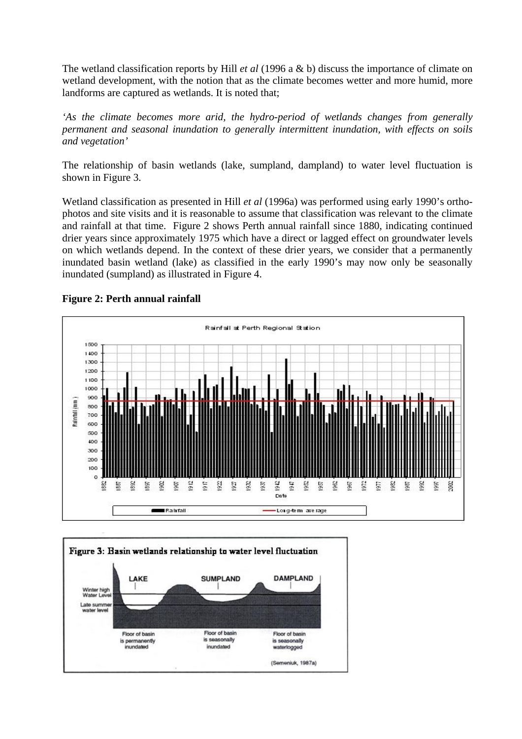The wetland classification reports by Hill *et al* (1996 a & b) discuss the importance of climate on wetland development, with the notion that as the climate becomes wetter and more humid, more landforms are captured as wetlands. It is noted that;

*'As the climate becomes more arid, the hydro-period of wetlands changes from generally permanent and seasonal inundation to generally intermittent inundation, with effects on soils and vegetation'*

The relationship of basin wetlands (lake, sumpland, dampland) to water level fluctuation is shown in Figure 3.

Wetland classification as presented in Hill *et al* (1996a) was performed using early 1990's ortho-photos and site visits and it is reasonable to assume that classification was relevant to the climate and rainfall at that time. Figure 2 shows Perth annual rainfall since 1880, indicating continued drier years since approximately 1975 which have a direct or lagged effect on groundwater levels on which wetlands depend. In the context of these drier years, we consider that a permanently inundated basin wetland (lake) as classified in the early 1990's may now only be seasonally inundated (sumpland) as illustrated in Figure 4.

**Figure 2: Perth annual rainfall**

**Figure 3: Basin wetlands relationship to water level fluctuation**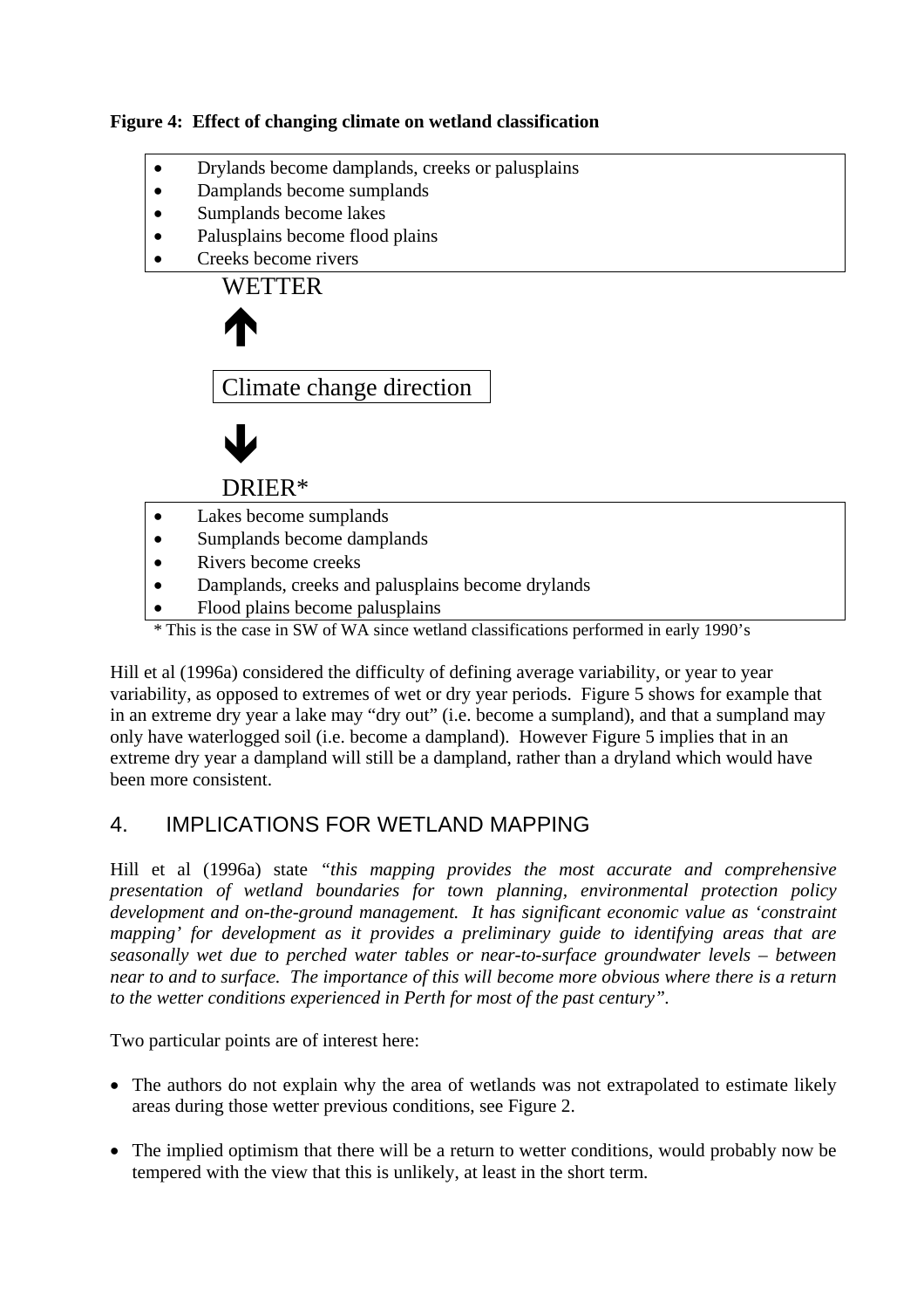**Figure 4: Effect of changing climate on wetland classification**

- Drylands become damplands, creeks or palusplains
- Damplands become sumplands
- Sumplands become lakes
- Palusplains become flood plains
- Creeks become rivers

WETTER

↑

Climate change direction

↓

DRIER*

- Lakes become sumplands
- Sumplands become damplands
- Rivers become creeks
- Damplands, creeks and palusplains become drylands
- Flood plains become palusplains

\* This is the case in SW of WA since wetland classifications performed in early 1990's

Hill et al (1996a) considered the difficulty of defining average variability, or year to year variability, as opposed to extremes of wet or dry year periods. Figure 5 shows for example that in an extreme dry year a lake may "dry out" (i.e. become a sumpland), and that a sumpland may only have waterlogged soil (i.e. become a dampland). However Figure 5 implies that in an extreme dry year a dampland will still be a dampland, rather than a dryland which would have been more consistent.

## 4. IMPLICATIONS FOR WETLAND MAPPING

Hill et al (1996a) state *"this mapping provides the most accurate and comprehensive presentation of wetland boundaries for town planning, environmental protection policy development and on-the-ground management. It has significant economic value as 'constraint mapping' for development as it provides a preliminary guide to identifying areas that are seasonally wet due to perched water tables or near-to-surface groundwater levels – between near to and to surface. The importance of this will become more obvious where there is a return to the wetter conditions experienced in Perth for most of the past century"*.

Two particular points are of interest here:

- The authors do not explain why the area of wetlands was not extrapolated to estimate likely areas during those wetter previous conditions, see Figure 2.
- The implied optimism that there will be a return to wetter conditions, would probably now be tempered with the view that this is unlikely, at least in the short term.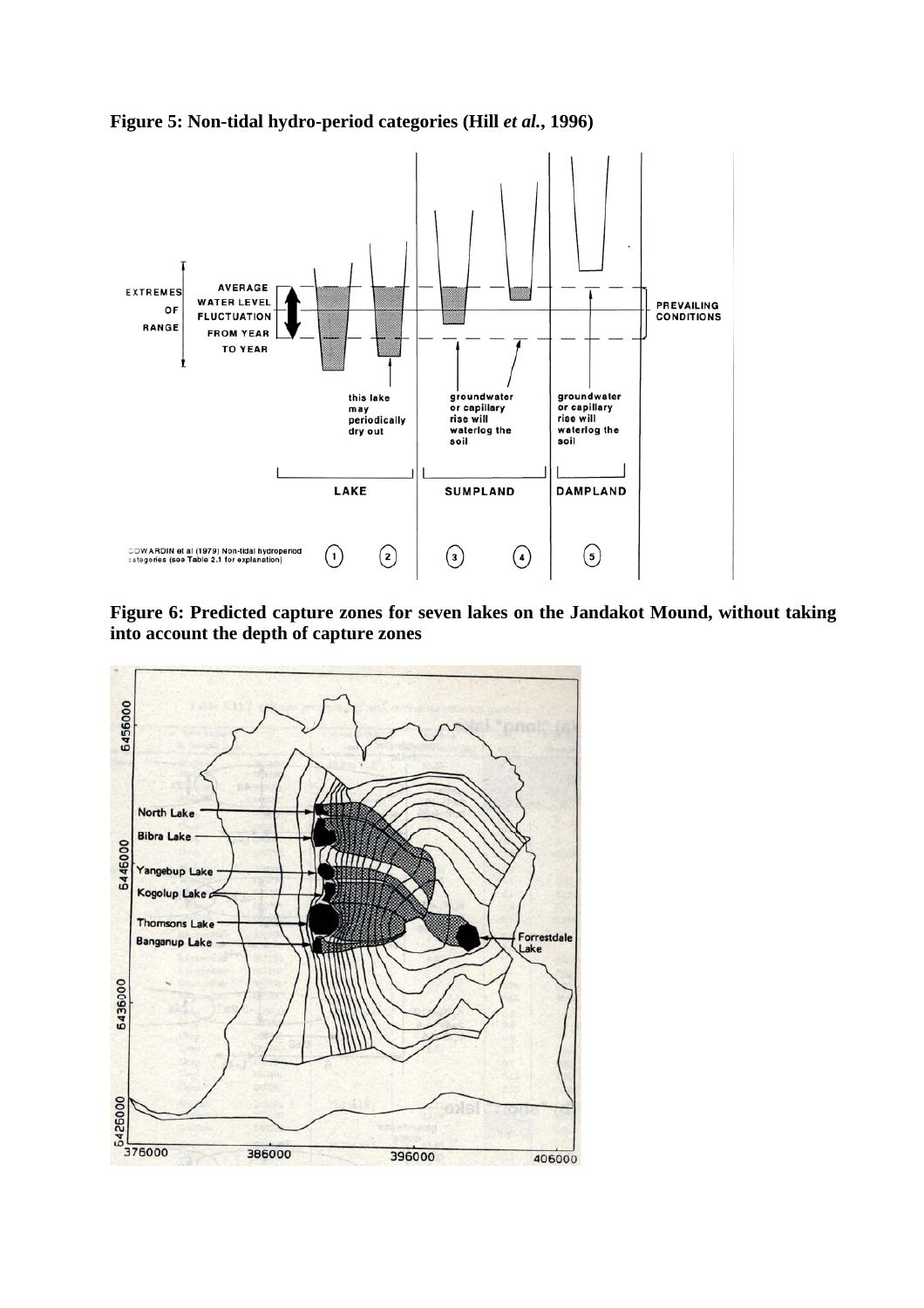**Figure 5: Non-tidal hydro-period categories (Hill *et al.*, 1996)**

**Figure 6: Predicted capture zones for seven lakes on the Jandakot Mound, without taking into account the depth of capture zones**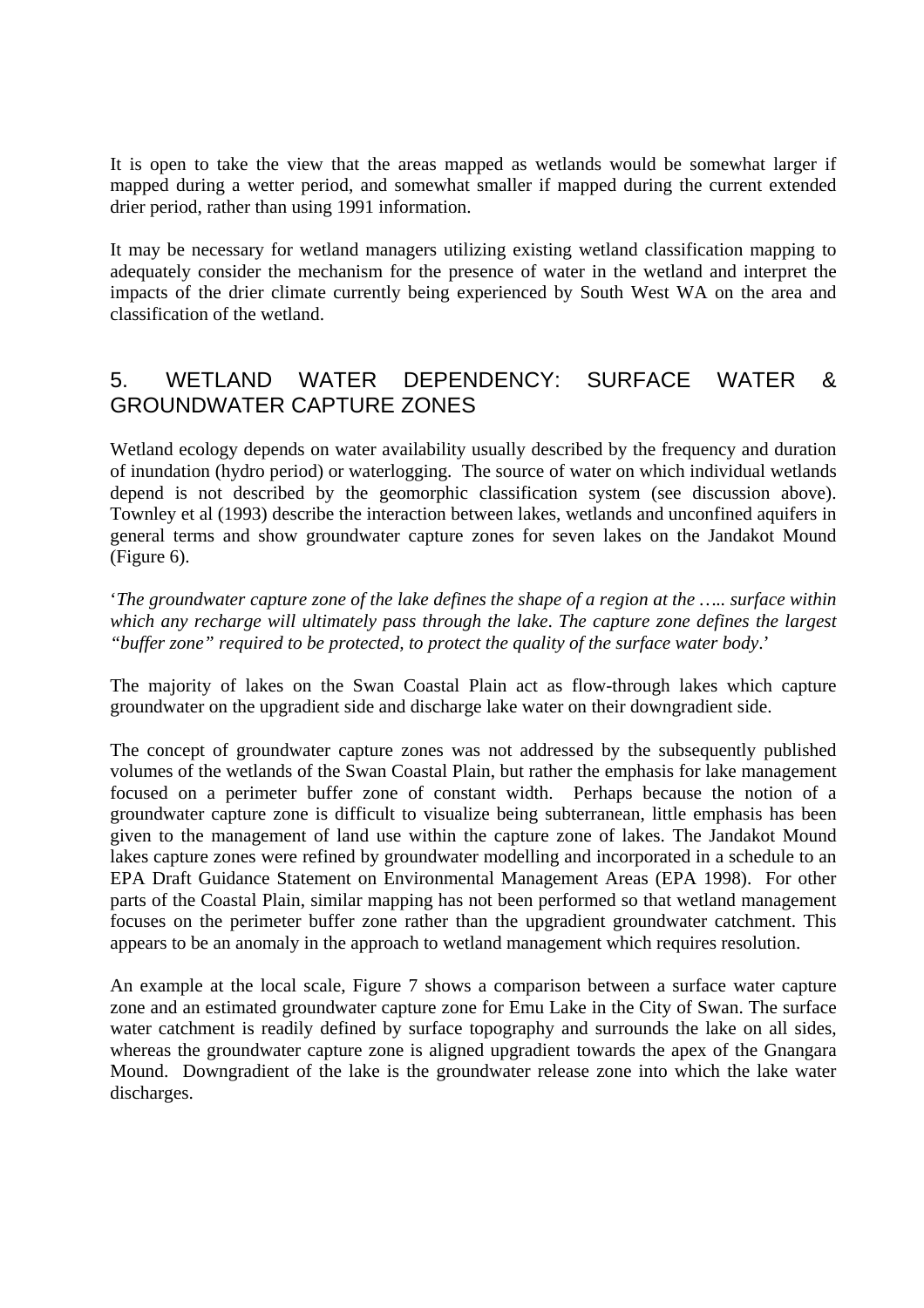It is open to take the view that the areas mapped as wetlands would be somewhat larger if mapped during a wetter period, and somewhat smaller if mapped during the current extended drier period, rather than using 1991 information.

It may be necessary for wetland managers utilizing existing wetland classification mapping to adequately consider the mechanism for the presence of water in the wetland and interpret the impacts of the drier climate currently being experienced by South West WA on the area and classification of the wetland.

## 5. WETLAND WATER DEPENDENCY: SURFACE WATER & GROUNDWATER CAPTURE ZONES

Wetland ecology depends on water availability usually described by the frequency and duration of inundation (hydro period) or waterlogging. The source of water on which individual wetlands depend is not described by the geomorphic classification system (see discussion above). Townley et al (1993) describe the interaction between lakes, wetlands and unconfined aquifers in general terms and show groundwater capture zones for seven lakes on the Jandakot Mound (Figure 6).

'*The groundwater capture zone of the lake defines the shape of a region at the ….. surface within which any recharge will ultimately pass through the lake. The capture zone defines the largest "buffer zone" required to be protected, to protect the quality of the surface water body*.'

The majority of lakes on the Swan Coastal Plain act as flow-through lakes which capture groundwater on the upgradient side and discharge lake water on their downgradient side.

The concept of groundwater capture zones was not addressed by the subsequently published volumes of the wetlands of the Swan Coastal Plain, but rather the emphasis for lake management focused on a perimeter buffer zone of constant width. Perhaps because the notion of a groundwater capture zone is difficult to visualize being subterranean, little emphasis has been given to the management of land use within the capture zone of lakes. The Jandakot Mound lakes capture zones were refined by groundwater modelling and incorporated in a schedule to an EPA Draft Guidance Statement on Environmental Management Areas (EPA 1998). For other parts of the Coastal Plain, similar mapping has not been performed so that wetland management focuses on the perimeter buffer zone rather than the upgradient groundwater catchment. This appears to be an anomaly in the approach to wetland management which requires resolution.

An example at the local scale, Figure 7 shows a comparison between a surface water capture zone and an estimated groundwater capture zone for Emu Lake in the City of Swan. The surface water catchment is readily defined by surface topography and surrounds the lake on all sides, whereas the groundwater capture zone is aligned upgradient towards the apex of the Gnangara Mound. Downgradient of the lake is the groundwater release zone into which the lake water discharges.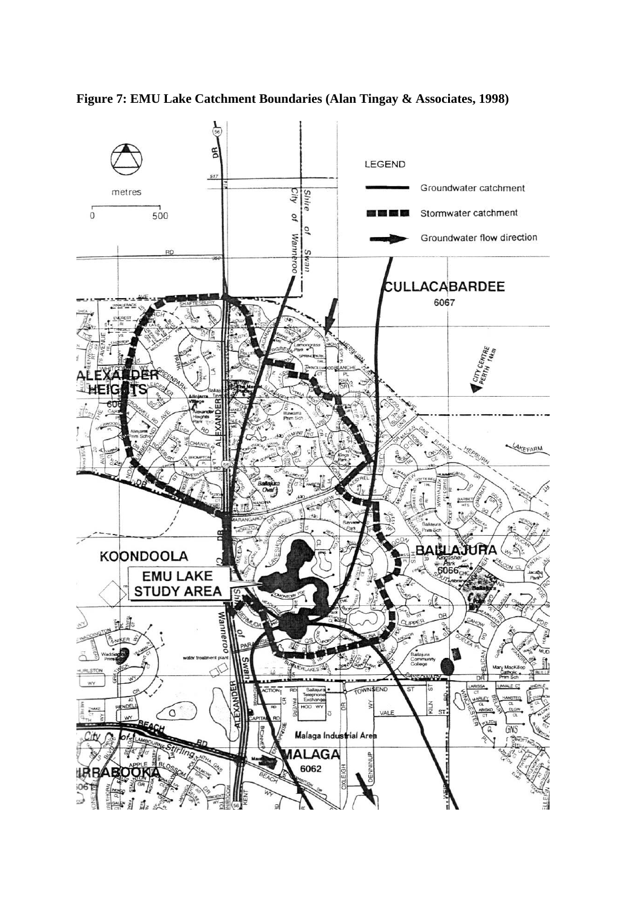**Figure 7: EMU Lake Catchment Boundaries (Alan Tingay & Associates, 1998)**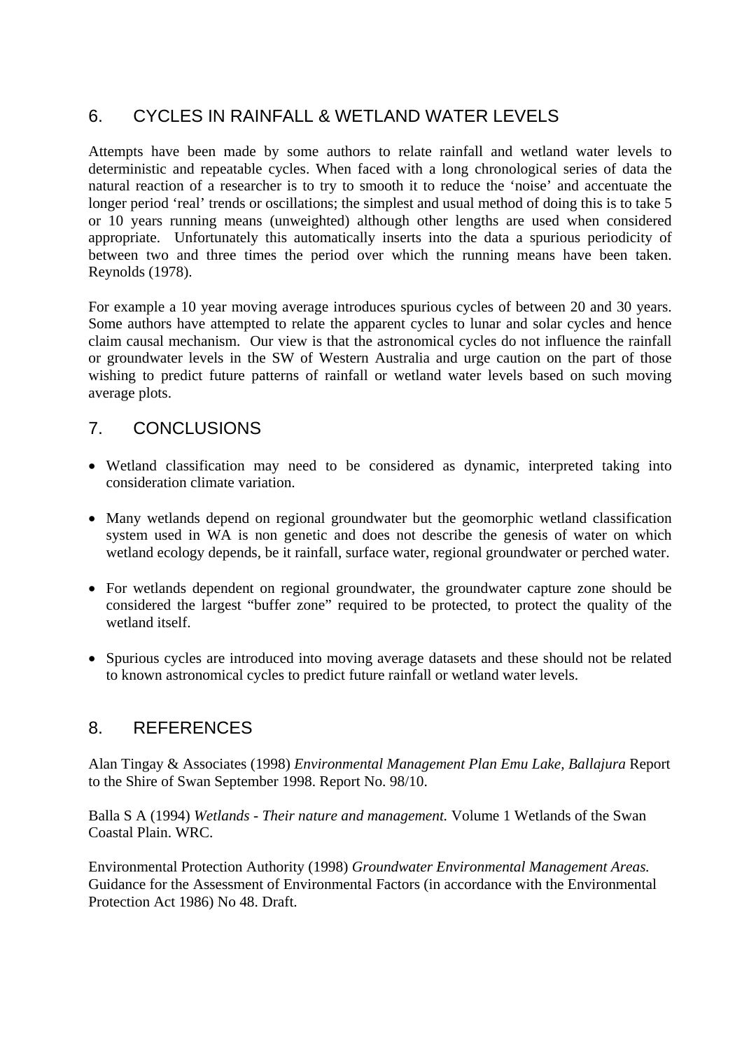## 6. CYCLES IN RAINFALL & WETLAND WATER LEVELS

Attempts have been made by some authors to relate rainfall and wetland water levels to deterministic and repeatable cycles. When faced with a long chronological series of data the natural reaction of a researcher is to try to smooth it to reduce the 'noise' and accentuate the longer period 'real' trends or oscillations; the simplest and usual method of doing this is to take 5 or 10 years running means (unweighted) although other lengths are used when considered appropriate. Unfortunately this automatically inserts into the data a spurious periodicity of between two and three times the period over which the running means have been taken. Reynolds (1978).

For example a 10 year moving average introduces spurious cycles of between 20 and 30 years. Some authors have attempted to relate the apparent cycles to lunar and solar cycles and hence claim causal mechanism. Our view is that the astronomical cycles do not influence the rainfall or groundwater levels in the SW of Western Australia and urge caution on the part of those wishing to predict future patterns of rainfall or wetland water levels based on such moving average plots.

## 7. CONCLUSIONS

- Wetland classification may need to be considered as dynamic, interpreted taking into consideration climate variation.
- Many wetlands depend on regional groundwater but the geomorphic wetland classification system used in WA is non genetic and does not describe the genesis of water on which wetland ecology depends, be it rainfall, surface water, regional groundwater or perched water.
- For wetlands dependent on regional groundwater, the groundwater capture zone should be considered the largest "buffer zone" required to be protected, to protect the quality of the wetland itself.
- Spurious cycles are introduced into moving average datasets and these should not be related to known astronomical cycles to predict future rainfall or wetland water levels.

## 8. REFERENCES

Alan Tingay & Associates (1998) *Environmental Management Plan Emu Lake, Ballajura* Report to the Shire of Swan September 1998. Report No. 98/10.

Balla S A (1994) *Wetlands - Their nature and management.* Volume 1 Wetlands of the Swan Coastal Plain. WRC.

Environmental Protection Authority (1998) *Groundwater Environmental Management Areas.* Guidance for the Assessment of Environmental Factors (in accordance with the Environmental Protection Act 1986) No 48. Draft.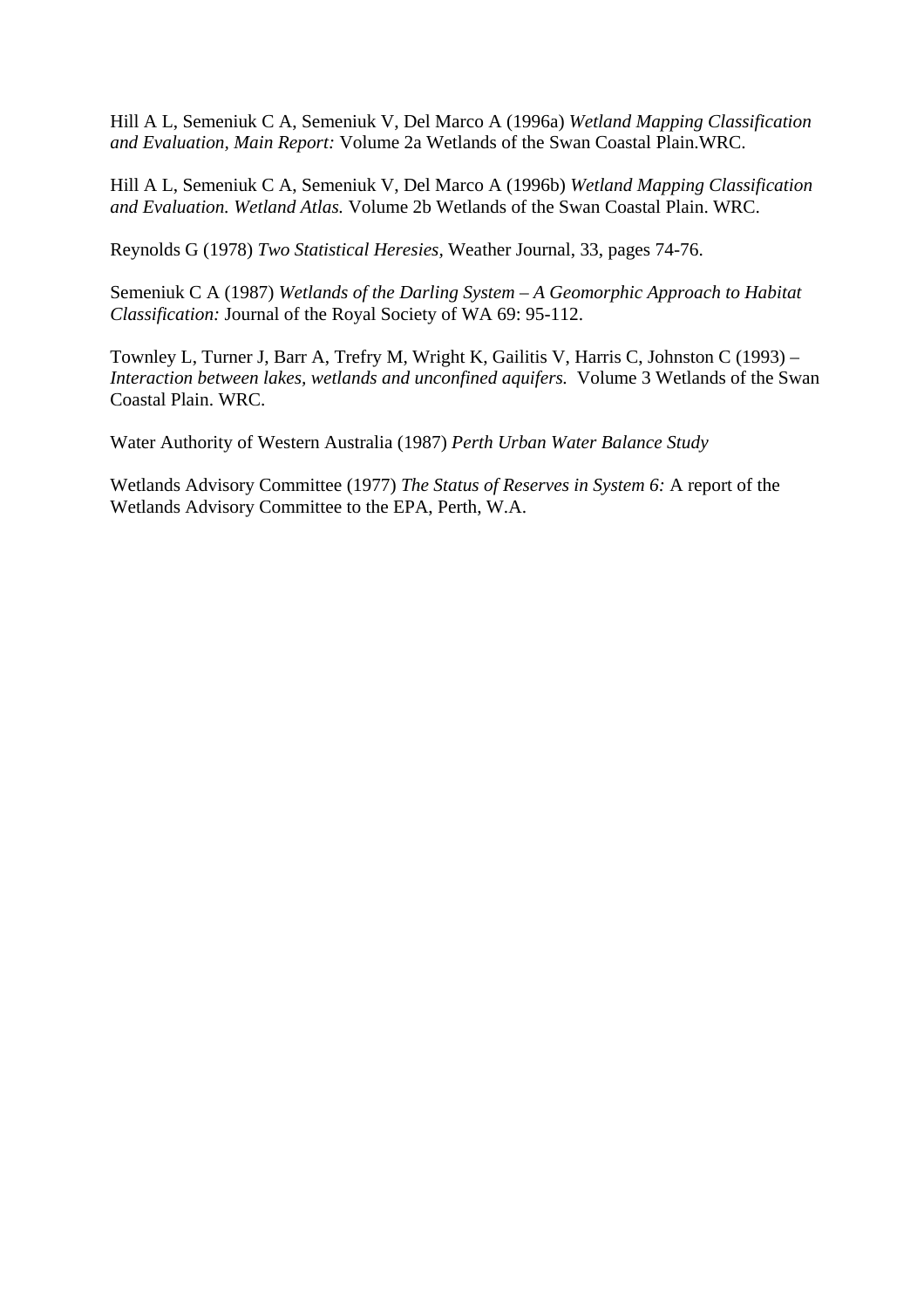Hill A L, Semeniuk C A, Semeniuk V, Del Marco A (1996a) *Wetland Mapping Classification and Evaluation, Main Report:* Volume 2a Wetlands of the Swan Coastal Plain.WRC.

Hill A L, Semeniuk C A, Semeniuk V, Del Marco A (1996b) *Wetland Mapping Classification and Evaluation. Wetland Atlas.* Volume 2b Wetlands of the Swan Coastal Plain. WRC.

Reynolds G (1978) *Two Statistical Heresies,* Weather Journal, 33, pages 74-76.

Semeniuk C A (1987) *Wetlands of the Darling System – A Geomorphic Approach to Habitat Classification:* Journal of the Royal Society of WA 69: 95-112.

Townley L, Turner J, Barr A, Trefry M, Wright K, Gailitis V, Harris C, Johnston C (1993) – *Interaction between lakes, wetlands and unconfined aquifers.* Volume 3 Wetlands of the Swan Coastal Plain. WRC.

Water Authority of Western Australia (1987) *Perth Urban Water Balance Study*

Wetlands Advisory Committee (1977) *The Status of Reserves in System 6:* A report of the Wetlands Advisory Committee to the EPA, Perth, W.A.